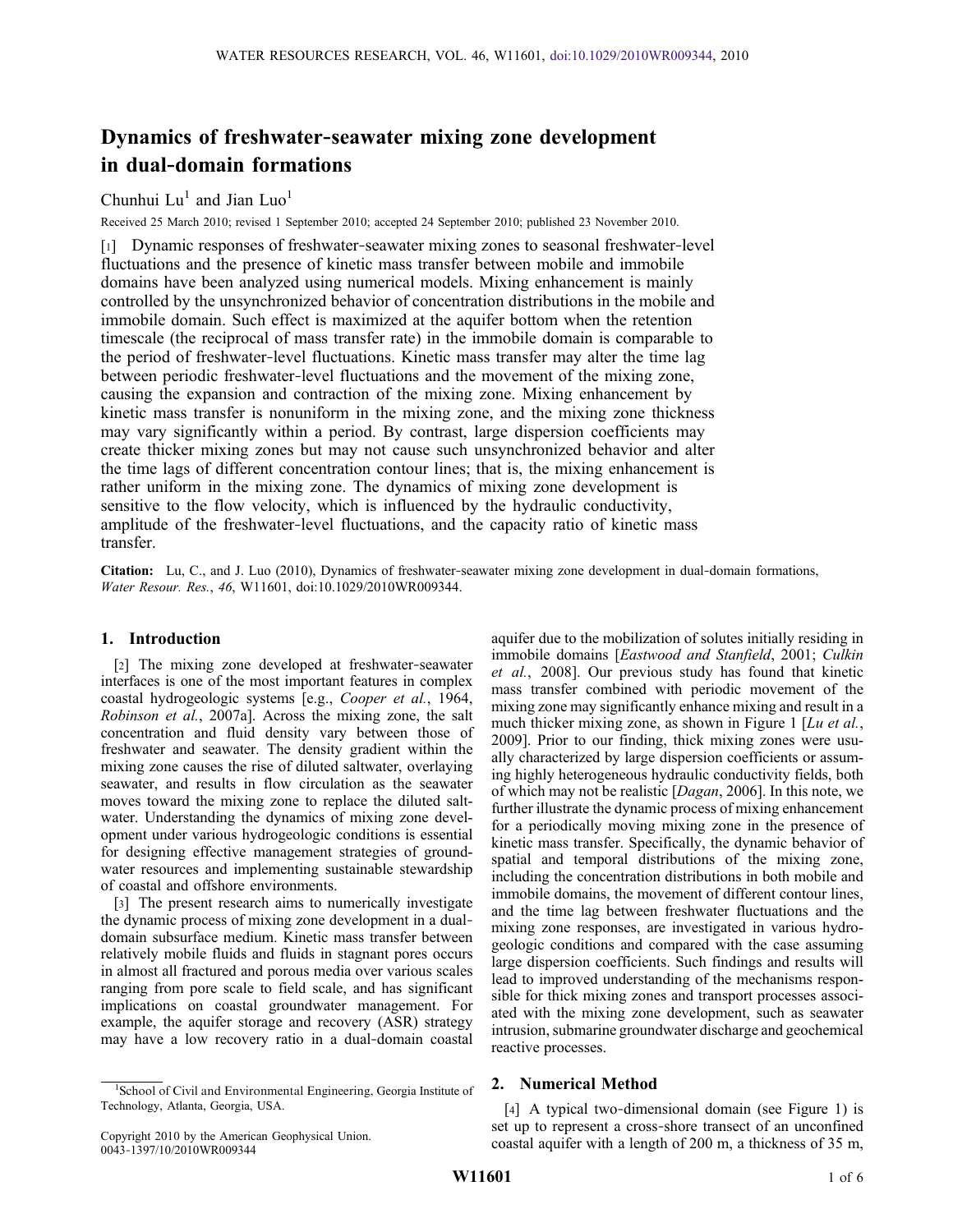# Dynamics of freshwater-seawater mixing zone development in dual-domain formations

Chunhui Lu[1] and Jian Luo[1]

Received 25 March 2010; revised 1 September 2010; accepted 24 September 2010; published 23 November 2010.

[1] Dynamic responses of freshwater-seawater mixing zones to seasonal freshwater-level fluctuations and the presence of kinetic mass transfer between mobile and immobile domains have been analyzed using numerical models. Mixing enhancement is mainly controlled by the unsynchronized behavior of concentration distributions in the mobile and immobile domain. Such effect is maximized at the aquifer bottom when the retention timescale (the reciprocal of mass transfer rate) in the immobile domain is comparable to the period of freshwater-level fluctuations. Kinetic mass transfer may alter the time lag between periodic freshwater-level fluctuations and the movement of the mixing zone, causing the expansion and contraction of the mixing zone. Mixing enhancement by kinetic mass transfer is nonuniform in the mixing zone, and the mixing zone thickness may vary significantly within a period. By contrast, large dispersion coefficients may create thicker mixing zones but may not cause such unsynchronized behavior and alter the time lags of different concentration contour lines; that is, the mixing enhancement is rather uniform in the mixing zone. The dynamics of mixing zone development is sensitive to the flow velocity, which is influenced by the hydraulic conductivity, amplitude of the freshwater-level fluctuations, and the capacity ratio of kinetic mass transfer.

**Citation:** Lu, C., and J. Luo (2010), Dynamics of freshwater-seawater mixing zone development in dual-domain formations, *Water Resour. Res.*, *46*, W11601, doi:10.1029/2010WR009344.

## 1. Introduction

[2] The mixing zone developed at freshwater-seawater interfaces is one of the most important features in complex coastal hydrogeologic systems [e.g., *Cooper et al.*, 1964, *Robinson et al.*, 2007a]. Across the mixing zone, the salt concentration and fluid density vary between those of freshwater and seawater. The density gradient within the mixing zone causes the rise of diluted saltwater, overlaying seawater, and results in flow circulation as the seawater moves toward the mixing zone to replace the diluted saltwater. Understanding the dynamics of mixing zone development under various hydrogeologic conditions is essential for designing effective management strategies of groundwater resources and implementing sustainable stewardship of coastal and offshore environments.

[3] The present research aims to numerically investigate the dynamic process of mixing zone development in a dual-domain subsurface medium. Kinetic mass transfer between relatively mobile fluids and fluids in stagnant pores occurs in almost all fractured and porous media over various scales ranging from pore scale to field scale, and has significant implications on coastal groundwater management. For example, the aquifer storage and recovery (ASR) strategy may have a low recovery ratio in a dual-domain coastal aquifer due to the mobilization of solutes initially residing in immobile domains [*Eastwood and Stanfield*, 2001; *Culkin et al.*, 2008]. Our previous study has found that kinetic mass transfer combined with periodic movement of the mixing zone may significantly enhance mixing and result in a much thicker mixing zone, as shown in Figure 1 [*Lu et al.*, 2009]. Prior to our finding, thick mixing zones were usually characterized by large dispersion coefficients or assuming highly heterogeneous hydraulic conductivity fields, both of which may not be realistic [*Dagan*, 2006]. In this note, we further illustrate the dynamic process of mixing enhancement for a periodically moving mixing zone in the presence of kinetic mass transfer. Specifically, the dynamic behavior of spatial and temporal distributions of the mixing zone, including the concentration distributions in both mobile and immobile domains, the movement of different contour lines, and the time lag between freshwater fluctuations and the mixing zone responses, are investigated in various hydrogeologic conditions and compared with the case assuming large dispersion coefficients. Such findings and results will lead to improved understanding of the mechanisms responsible for thick mixing zones and transport processes associated with the mixing zone development, such as seawater intrusion, submarine groundwater discharge and geochemical reactive processes.

## 2. Numerical Method

[4] A typical two-dimensional domain (see Figure 1) is set up to represent a cross-shore transect of an unconfined coastal aquifer with a length of 200 m, a thickness of 35 m,

[1]School of Civil and Environmental Engineering, Georgia Institute of Technology, Atlanta, Georgia, USA.

Copyright 2010 by the American Geophysical Union.
0043-1397/10/2010WR009344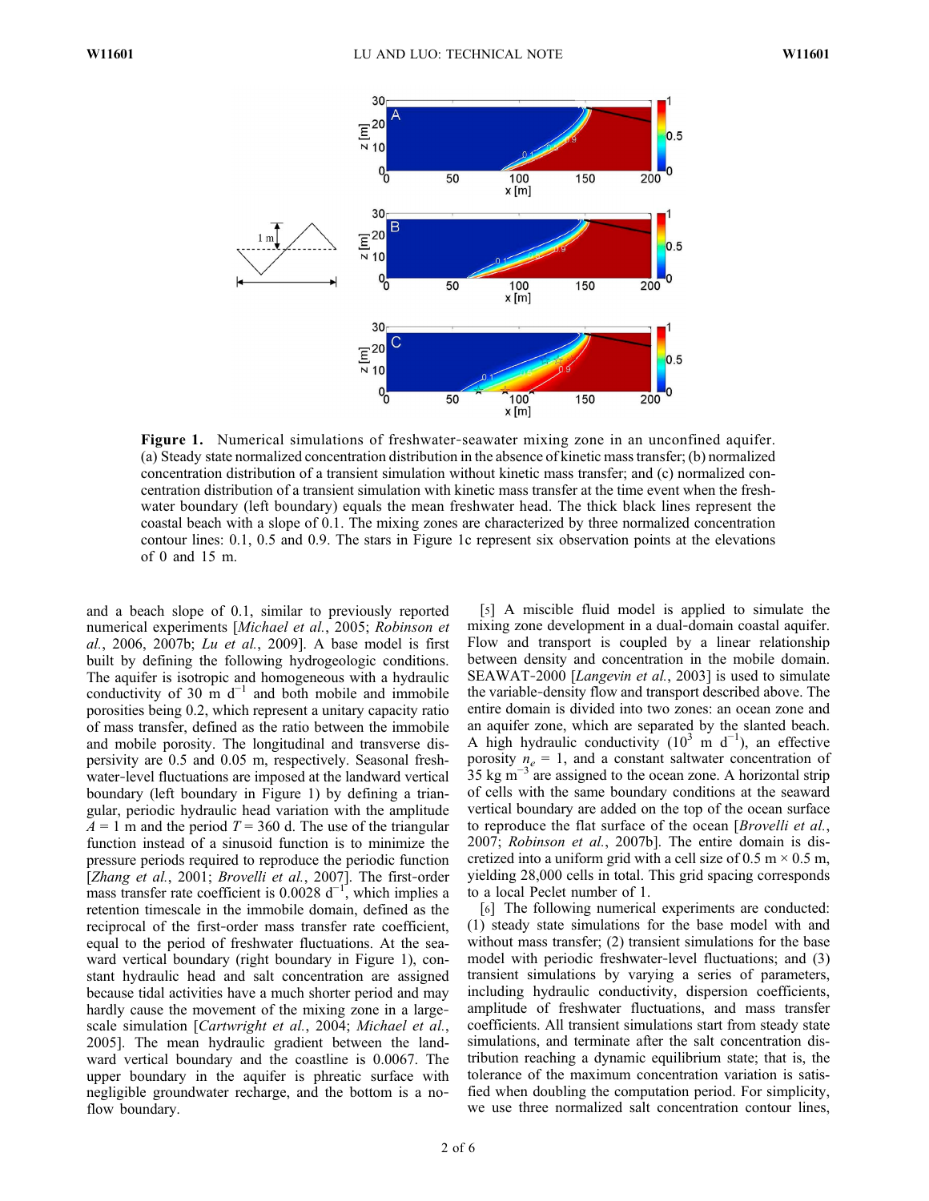**Figure 1.** Numerical simulations of freshwater-seawater mixing zone in an unconfined aquifer. (a) Steady state normalized concentration distribution in the absence of kinetic mass transfer; (b) normalized concentration distribution of a transient simulation without kinetic mass transfer; and (c) normalized concentration distribution of a transient simulation with kinetic mass transfer at the time event when the freshwater boundary (left boundary) equals the mean freshwater head. The thick black lines represent the coastal beach with a slope of 0.1. The mixing zones are characterized by three normalized concentration contour lines: 0.1, 0.5 and 0.9. The stars in Figure 1c represent six observation points at the elevations of 0 and 15 m.

and a beach slope of 0.1, similar to previously reported numerical experiments [*Michael et al.*, 2005; *Robinson et al.*, 2006, 2007b; *Lu et al.*, 2009]. A base model is first built by defining the following hydrogeologic conditions. The aquifer is isotropic and homogeneous with a hydraulic conductivity of 30 m d$^{-1}$ and both mobile and immobile porosities being 0.2, which represent a unitary capacity ratio of mass transfer, defined as the ratio between the immobile and mobile porosity. The longitudinal and transverse dispersivity are 0.5 and 0.05 m, respectively. Seasonal freshwater-level fluctuations are imposed at the landward vertical boundary (left boundary in Figure 1) by defining a triangular, periodic hydraulic head variation with the amplitude $A$ = 1 m and the period $T$ = 360 d. The use of the triangular function instead of a sinusoid function is to minimize the pressure periods required to reproduce the periodic function [*Zhang et al.*, 2001; *Brovelli et al.*, 2007]. The first-order mass transfer rate coefficient is 0.0028 d$^{-1}$, which implies a retention timescale in the immobile domain, defined as the reciprocal of the first-order mass transfer rate coefficient, equal to the period of freshwater fluctuations. At the seaward vertical boundary (right boundary in Figure 1), constant hydraulic head and salt concentration are assigned because tidal activities have a much shorter period and may hardly cause the movement of the mixing zone in a large-scale simulation [*Cartwright et al.*, 2004; *Michael et al.*, 2005]. The mean hydraulic gradient between the landward vertical boundary and the coastline is 0.0067. The upper boundary in the aquifer is phreatic surface with negligible groundwater recharge, and the bottom is a no-flow boundary.

[5] A miscible fluid model is applied to simulate the mixing zone development in a dual-domain coastal aquifer. Flow and transport is coupled by a linear relationship between density and concentration in the mobile domain. SEAWAT-2000 [*Langevin et al.*, 2003] is used to simulate the variable-density flow and transport described above. The entire domain is divided into two zones: an ocean zone and an aquifer zone, which are separated by the slanted beach. A high hydraulic conductivity (10$^3$ m d$^{-1}$), an effective porosity $n_e$ = 1, and a constant saltwater concentration of 35 kg m$^{-3}$ are assigned to the ocean zone. A horizontal strip of cells with the same boundary conditions at the seaward vertical boundary are added on the top of the ocean surface to reproduce the flat surface of the ocean [*Brovelli et al.*, 2007; *Robinson et al.*, 2007b]. The entire domain is discretized into a uniform grid with a cell size of 0.5 m × 0.5 m, yielding 28,000 cells in total. This grid spacing corresponds to a local Peclet number of 1.

[6] The following numerical experiments are conducted: (1) steady state simulations for the base model with and without mass transfer; (2) transient simulations for the base model with periodic freshwater-level fluctuations; and (3) transient simulations by varying a series of parameters, including hydraulic conductivity, dispersion coefficients, amplitude of freshwater fluctuations, and mass transfer coefficients. All transient simulations start from steady state simulations, and terminate after the salt concentration distribution reaching a dynamic equilibrium state; that is, the tolerance of the maximum concentration variation is satisfied when doubling the computation period. For simplicity, we use three normalized salt concentration contour lines,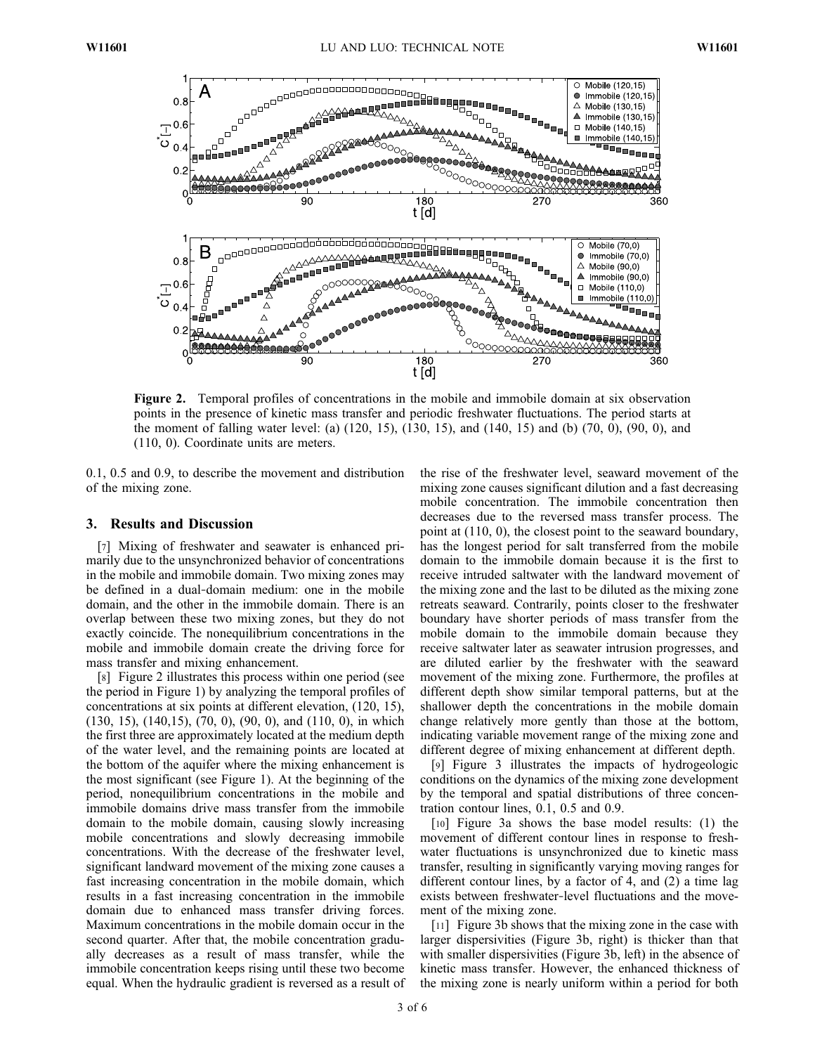A

$C^*$ [-]

t [d]

0, 90, 180, 270, 360

0, 0.2, 0.4, 0.6, 0.8, 1

Mobile (120,15)
Immobile (120,15)
Mobile (130,15)
Immobile (130,15)
Mobile (140,15)
Immobile (140,15)

B

$C^*$ [-]

t [d]

0, 90, 180, 270, 360

0, 0.2, 0.4, 0.6, 0.8, 1

Mobile (70,0)
Immobile (70,0)
Mobile (90,0)
Immobile (90,0)
Mobile (110,0)
Immobile (110,0)

**Figure 2.** Temporal profiles of concentrations in the mobile and immobile domain at six observation points in the presence of kinetic mass transfer and periodic freshwater fluctuations. The period starts at the moment of falling water level: (a) (120, 15), (130, 15), and (140, 15) and (b) (70, 0), (90, 0), and (110, 0). Coordinate units are meters.

0.1, 0.5 and 0.9, to describe the movement and distribution of the mixing zone.

## 3. Results and Discussion

[7] Mixing of freshwater and seawater is enhanced primarily due to the unsynchronized behavior of concentrations in the mobile and immobile domain. Two mixing zones may be defined in a dual-domain medium: one in the mobile domain, and the other in the immobile domain. There is an overlap between these two mixing zones, but they do not exactly coincide. The nonequilibrium concentrations in the mobile and immobile domain create the driving force for mass transfer and mixing enhancement.

[8] Figure 2 illustrates this process within one period (see the period in Figure 1) by analyzing the temporal profiles of concentrations at six points at different elevation, (120, 15), (130, 15), (140,15), (70, 0), (90, 0), and (110, 0), in which the first three are approximately located at the medium depth of the water level, and the remaining points are located at the bottom of the aquifer where the mixing enhancement is the most significant (see Figure 1). At the beginning of the period, nonequilibrium concentrations in the mobile and immobile domains drive mass transfer from the immobile domain to the mobile domain, causing slowly increasing mobile concentrations and slowly decreasing immobile concentrations. With the decrease of the freshwater level, significant landward movement of the mixing zone causes a fast increasing concentration in the mobile domain, which results in a fast increasing concentration in the immobile domain due to enhanced mass transfer driving forces. Maximum concentrations in the mobile domain occur in the second quarter. After that, the mobile concentration gradually decreases as a result of mass transfer, while the immobile concentration keeps rising until these two become equal. When the hydraulic gradient is reversed as a result of the rise of the freshwater level, seaward movement of the mixing zone causes significant dilution and a fast decreasing mobile concentration. The immobile concentration then decreases due to the reversed mass transfer process. The point at (110, 0), the closest point to the seaward boundary, has the longest period for salt transferred from the mobile domain to the immobile domain because it is the first to receive intruded saltwater with the landward movement of the mixing zone and the last to be diluted as the mixing zone retreats seaward. Contrarily, points closer to the freshwater boundary have shorter periods of mass transfer from the mobile domain to the immobile domain because they receive saltwater later as seawater intrusion progresses, and are diluted earlier by the freshwater with the seaward movement of the mixing zone. Furthermore, the profiles at different depth show similar temporal patterns, but at the shallower depth the concentrations in the mobile domain change relatively more gently than those at the bottom, indicating variable movement range of the mixing zone and different degree of mixing enhancement at different depth.

[9] Figure 3 illustrates the impacts of hydrogeologic conditions on the dynamics of the mixing zone development by the temporal and spatial distributions of three concentration contour lines, 0.1, 0.5 and 0.9.

[10] Figure 3a shows the base model results: (1) the movement of different contour lines in response to freshwater fluctuations is unsynchronized due to kinetic mass transfer, resulting in significantly varying moving ranges for different contour lines, by a factor of 4, and (2) a time lag exists between freshwater-level fluctuations and the movement of the mixing zone.

[11] Figure 3b shows that the mixing zone in the case with larger dispersivities (Figure 3b, right) is thicker than that with smaller dispersivities (Figure 3b, left) in the absence of kinetic mass transfer. However, the enhanced thickness of the mixing zone is nearly uniform within a period for both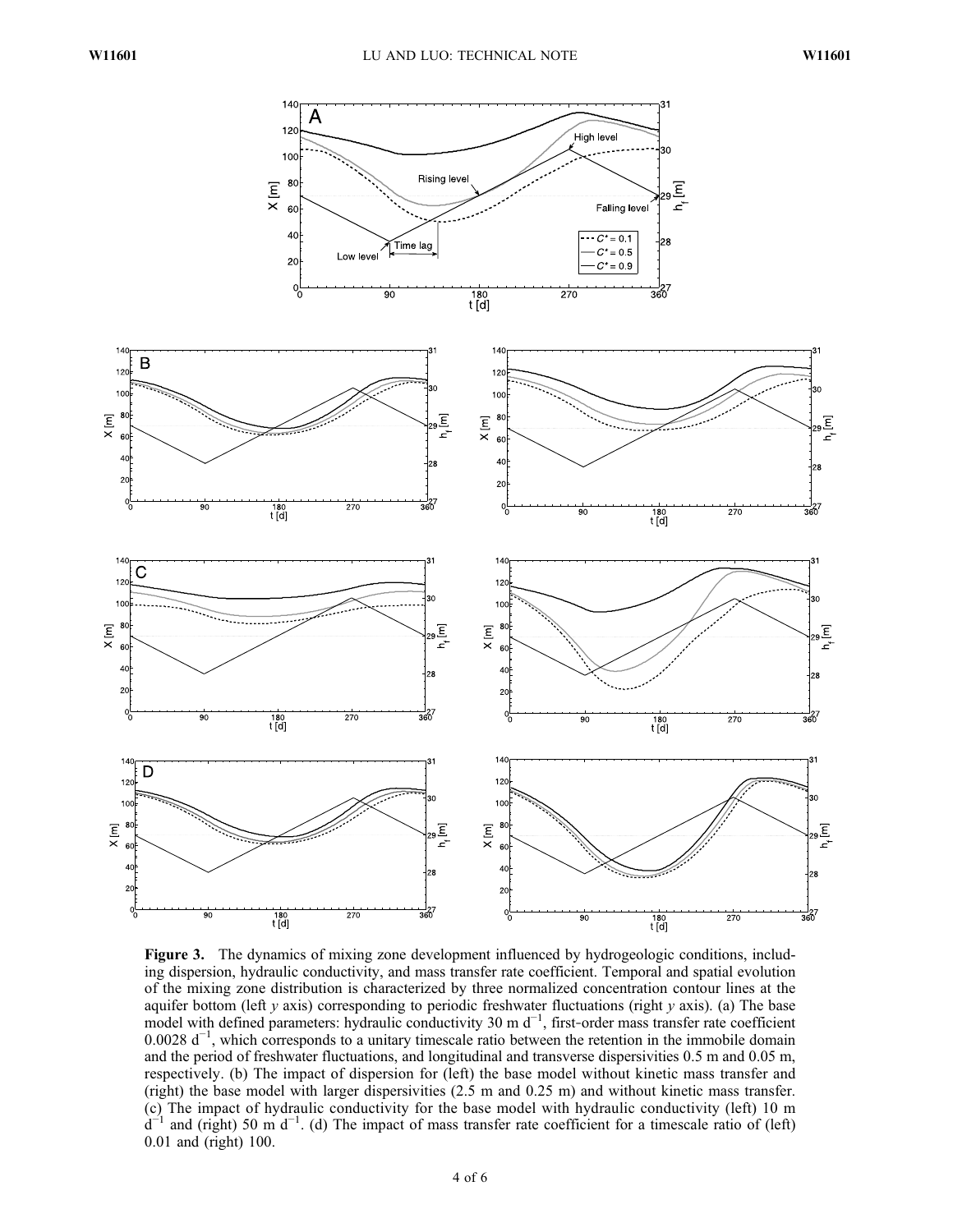**Figure 3.** The dynamics of mixing zone development influenced by hydrogeologic conditions, including dispersion, hydraulic conductivity, and mass transfer rate coefficient. Temporal and spatial evolution of the mixing zone distribution is characterized by three normalized concentration contour lines at the aquifer bottom (left $y$ axis) corresponding to periodic freshwater fluctuations (right $y$ axis). (a) The base model with defined parameters: hydraulic conductivity 30 m d$^{-1}$, first-order mass transfer rate coefficient 0.0028 d$^{-1}$, which corresponds to a unitary timescale ratio between the retention in the immobile domain and the period of freshwater fluctuations, and longitudinal and transverse dispersivities 0.5 m and 0.05 m, respectively. (b) The impact of dispersion for (left) the base model without kinetic mass transfer and (right) the base model with larger dispersivities (2.5 m and 0.25 m) and without kinetic mass transfer. (c) The impact of hydraulic conductivity for the base model with hydraulic conductivity (left) 10 m d$^{-1}$ and (right) 50 m d$^{-1}$. (d) The impact of mass transfer rate coefficient for a timescale ratio of (left) 0.01 and (right) 100.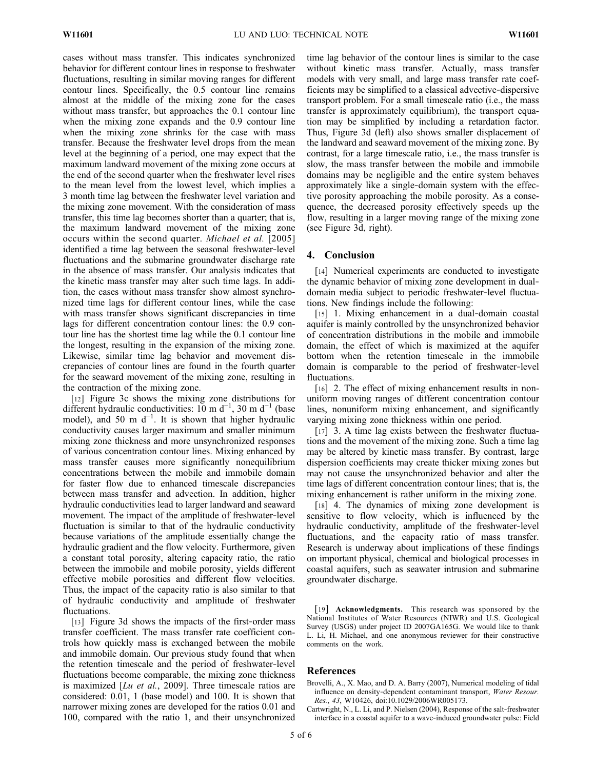cases without mass transfer. This indicates synchronized behavior for different contour lines in response to freshwater fluctuations, resulting in similar moving ranges for different contour lines. Specifically, the 0.5 contour line remains almost at the middle of the mixing zone for the cases without mass transfer, but approaches the 0.1 contour line when the mixing zone expands and the 0.9 contour line when the mixing zone shrinks for the case with mass transfer. Because the freshwater level drops from the mean level at the beginning of a period, one may expect that the maximum landward movement of the mixing zone occurs at the end of the second quarter when the freshwater level rises to the mean level from the lowest level, which implies a 3 month time lag between the freshwater level variation and the mixing zone movement. With the consideration of mass transfer, this time lag becomes shorter than a quarter; that is, the maximum landward movement of the mixing zone occurs within the second quarter. *Michael et al.* [2005] identified a time lag between the seasonal freshwater-level fluctuations and the submarine groundwater discharge rate in the absence of mass transfer. Our analysis indicates that the kinetic mass transfer may alter such time lags. In addition, the cases without mass transfer show almost synchronized time lags for different contour lines, while the case with mass transfer shows significant discrepancies in time lags for different concentration contour lines: the 0.9 contour line has the shortest time lag while the 0.1 contour line the longest, resulting in the expansion of the mixing zone. Likewise, similar time lag behavior and movement discrepancies of contour lines are found in the fourth quarter for the seaward movement of the mixing zone, resulting in the contraction of the mixing zone.

[12] Figure 3c shows the mixing zone distributions for different hydraulic conductivities: 10 m d$^{-1}$, 30 m d$^{-1}$ (base model), and 50 m d$^{-1}$. It is shown that higher hydraulic conductivity causes larger maximum and smaller minimum mixing zone thickness and more unsynchronized responses of various concentration contour lines. Mixing enhanced by mass transfer causes more significantly nonequilibrium concentrations between the mobile and immobile domain for faster flow due to enhanced timescale discrepancies between mass transfer and advection. In addition, higher hydraulic conductivities lead to larger landward and seaward movement. The impact of the amplitude of freshwater-level fluctuation is similar to that of the hydraulic conductivity because variations of the amplitude essentially change the hydraulic gradient and the flow velocity. Furthermore, given a constant total porosity, altering capacity ratio, the ratio between the immobile and mobile porosity, yields different effective mobile porosities and different flow velocities. Thus, the impact of the capacity ratio is also similar to that of hydraulic conductivity and amplitude of freshwater fluctuations.

[13] Figure 3d shows the impacts of the first-order mass transfer coefficient. The mass transfer rate coefficient controls how quickly mass is exchanged between the mobile and immobile domain. Our previous study found that when the retention timescale and the period of freshwater-level fluctuations become comparable, the mixing zone thickness is maximized [*Lu et al.*, 2009]. Three timescale ratios are considered: 0.01, 1 (base model) and 100. It is shown that narrower mixing zones are developed for the ratios 0.01 and 100, compared with the ratio 1, and their unsynchronized time lag behavior of the contour lines is similar to the case without kinetic mass transfer. Actually, mass transfer models with very small, and large mass transfer rate coefficients may be simplified to a classical advective-dispersive transport problem. For a small timescale ratio (i.e., the mass transfer is approximately equilibrium), the transport equation may be simplified by including a retardation factor. Thus, Figure 3d (left) also shows smaller displacement of the landward and seaward movement of the mixing zone. By contrast, for a large timescale ratio, i.e., the mass transfer is slow, the mass transfer between the mobile and immobile domains may be negligible and the entire system behaves approximately like a single-domain system with the effective porosity approaching the mobile porosity. As a consequence, the decreased porosity effectively speeds up the flow, resulting in a larger moving range of the mixing zone (see Figure 3d, right).

## 4. Conclusion

[14] Numerical experiments are conducted to investigate the dynamic behavior of mixing zone development in dual-domain media subject to periodic freshwater-level fluctuations. New findings include the following:

[15] 1. Mixing enhancement in a dual-domain coastal aquifer is mainly controlled by the unsynchronized behavior of concentration distributions in the mobile and immobile domain, the effect of which is maximized at the aquifer bottom when the retention timescale in the immobile domain is comparable to the period of freshwater-level fluctuations.

[16] 2. The effect of mixing enhancement results in nonuniform moving ranges of different concentration contour lines, nonuniform mixing enhancement, and significantly varying mixing zone thickness within one period.

[17] 3. A time lag exists between the freshwater fluctuations and the movement of the mixing zone. Such a time lag may be altered by kinetic mass transfer. By contrast, large dispersion coefficients may create thicker mixing zones but may not cause the unsynchronized behavior and alter the time lags of different concentration contour lines; that is, the mixing enhancement is rather uniform in the mixing zone.

[18] 4. The dynamics of mixing zone development is sensitive to flow velocity, which is influenced by the hydraulic conductivity, amplitude of the freshwater-level fluctuations, and the capacity ratio of mass transfer. Research is underway about implications of these findings on important physical, chemical and biological processes in coastal aquifers, such as seawater intrusion and submarine groundwater discharge.

[19] **Acknowledgments.** This research was sponsored by the National Institutes of Water Resources (NIWR) and U.S. Geological Survey (USGS) under project ID 2007GA165G. We would like to thank L. Li, H. Michael, and one anonymous reviewer for their constructive comments on the work.

## References

Brovelli, A., X. Mao, and D. A. Barry (2007), Numerical modeling of tidal influence on density-dependent contaminant transport, *Water Resour. Res.*, *43*, W10426, doi:10.1029/2006WR005173.

Cartwright, N., L. Li, and P. Nielsen (2004), Response of the salt-freshwater interface in a coastal aquifer to a wave-induced groundwater pulse: Field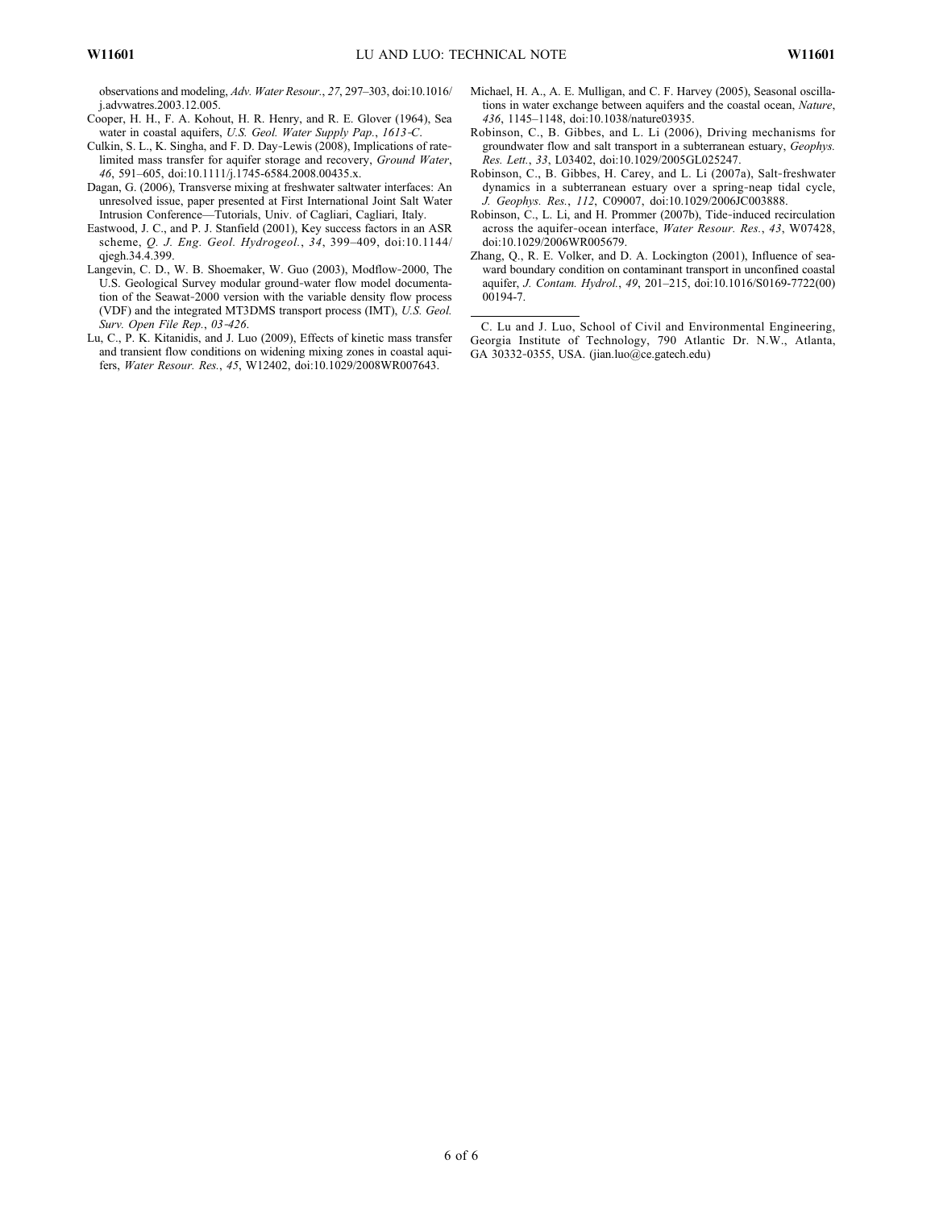observations and modeling, *Adv. Water Resour.*, *27*, 297–303, doi:10.1016/j.advwatres.2003.12.005.

Cooper, H. H., F. A. Kohout, H. R. Henry, and R. E. Glover (1964), Sea water in coastal aquifers, *U.S. Geol. Water Supply Pap.*, *1613-C*.

Culkin, S. L., K. Singha, and F. D. Day-Lewis (2008), Implications of rate-limited mass transfer for aquifer storage and recovery, *Ground Water*, *46*, 591–605, doi:10.1111/j.1745-6584.2008.00435.x.

Dagan, G. (2006), Transverse mixing at freshwater saltwater interfaces: An unresolved issue, paper presented at First International Joint Salt Water Intrusion Conference—Tutorials, Univ. of Cagliari, Cagliari, Italy.

Eastwood, J. C., and P. J. Stanfield (2001), Key success factors in an ASR scheme, *Q. J. Eng. Geol. Hydrogeol.*, *34*, 399–409, doi:10.1144/qjegh.34.4.399.

Langevin, C. D., W. B. Shoemaker, W. Guo (2003), Modflow-2000, The U.S. Geological Survey modular ground-water flow model documentation of the Seawat-2000 version with the variable density flow process (VDF) and the integrated MT3DMS transport process (IMT), *U.S. Geol. Surv. Open File Rep.*, *03-426*.

Lu, C., P. K. Kitanidis, and J. Luo (2009), Effects of kinetic mass transfer and transient flow conditions on widening mixing zones in coastal aquifers, *Water Resour. Res.*, *45*, W12402, doi:10.1029/2008WR007643.

Michael, H. A., A. E. Mulligan, and C. F. Harvey (2005), Seasonal oscillations in water exchange between aquifers and the coastal ocean, *Nature*, *436*, 1145–1148, doi:10.1038/nature03935.

Robinson, C., B. Gibbes, and L. Li (2006), Driving mechanisms for groundwater flow and salt transport in a subterranean estuary, *Geophys. Res. Lett.*, *33*, L03402, doi:10.1029/2005GL025247.

Robinson, C., B. Gibbes, H. Carey, and L. Li (2007a), Salt-freshwater dynamics in a subterranean estuary over a spring-neap tidal cycle, *J. Geophys. Res.*, *112*, C09007, doi:10.1029/2006JC003888.

Robinson, C., L. Li, and H. Prommer (2007b), Tide-induced recirculation across the aquifer-ocean interface, *Water Resour. Res.*, *43*, W07428, doi:10.1029/2006WR005679.

Zhang, Q., R. E. Volker, and D. A. Lockington (2001), Influence of seaward boundary condition on contaminant transport in unconfined coastal aquifer, *J. Contam. Hydrol.*, *49*, 201–215, doi:10.1016/S0169-7722(00)00194-7.

---

C. Lu and J. Luo, School of Civil and Environmental Engineering, Georgia Institute of Technology, 790 Atlantic Dr. N.W., Atlanta, GA 30332-0355, USA. (jian.luo@ce.gatech.edu)